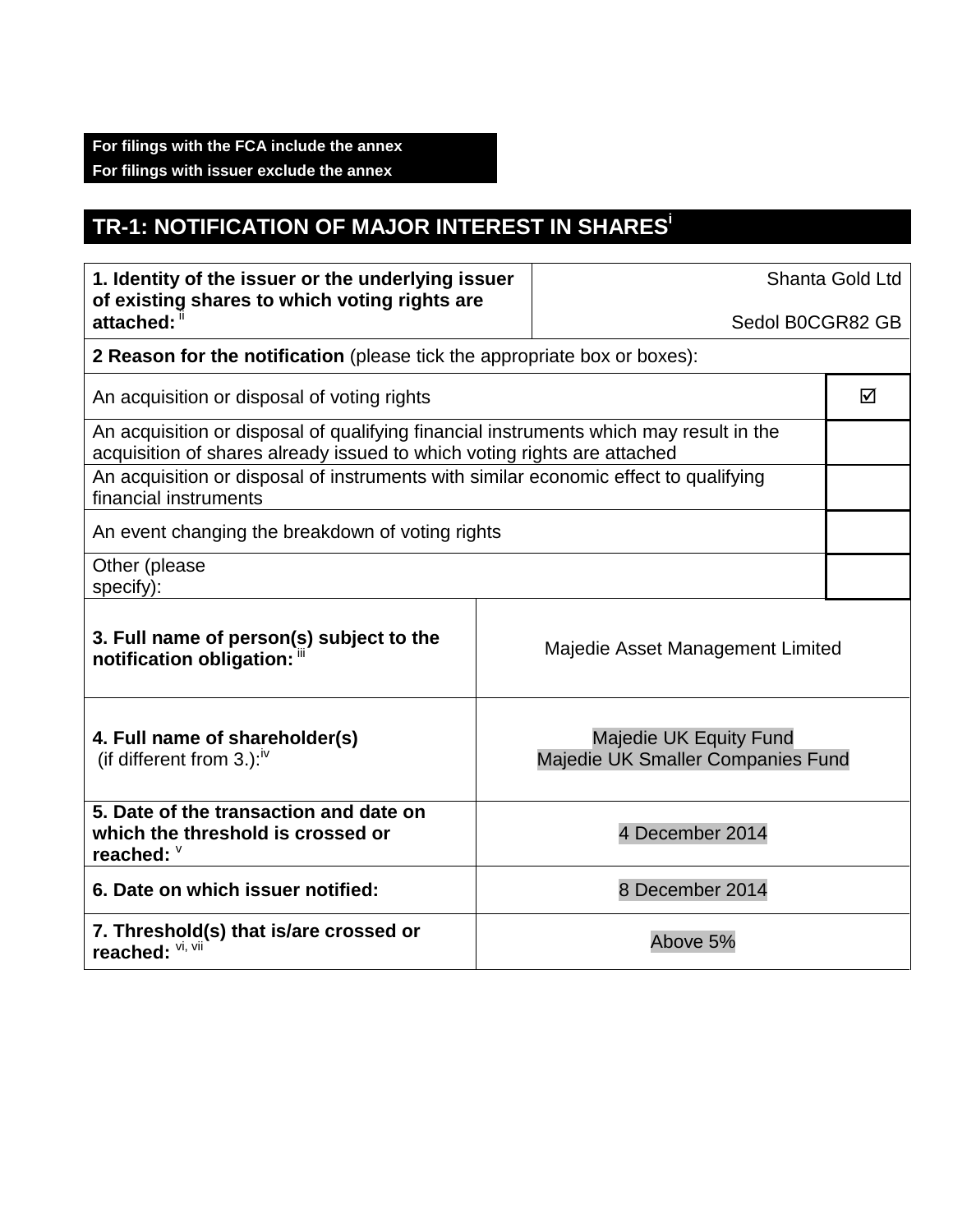**For filings with the FCA include the annex**
**For filings with issuer exclude the annex**

# TR-1: NOTIFICATION OF MAJOR INTEREST IN SHARES[i]

| | |
|---|---|
| **1. Identity of the issuer or the underlying issuer of existing shares to which voting rights are attached:** [ii] | Shanta Gold Ltd<br>Sedol B0CGR82 GB |
| **2 Reason for the notification** (please tick the appropriate box or boxes): | |
| An acquisition or disposal of voting rights | ☑ |
| An acquisition or disposal of qualifying financial instruments which may result in the acquisition of shares already issued to which voting rights are attached | |
| An acquisition or disposal of instruments with similar economic effect to qualifying financial instruments | |
| An event changing the breakdown of voting rights | |
| Other (please specify): | |
| **3. Full name of person(s) subject to the notification obligation:** [iii] | Majedie Asset Management Limited |
| **4. Full name of shareholder(s)** (if different from 3.):[iv] | Majedie UK Equity Fund<br>Majedie UK Smaller Companies Fund |
| **5. Date of the transaction and date on which the threshold is crossed or reached:** [v] | 4 December 2014 |
| **6. Date on which issuer notified:** | 8 December 2014 |
| **7. Threshold(s) that is/are crossed or reached:** [vi, vii] | Above 5% |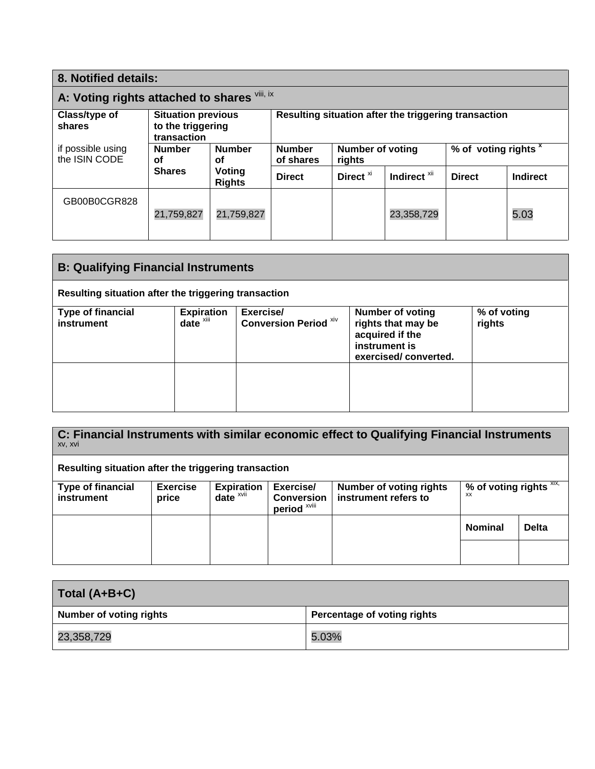## 8. Notified details:

### A: Voting rights attached to shares [viii, ix]

| Class/type of shares<br><br>if possible using the ISIN CODE | Situation previous to the triggering transaction | | Resulting situation after the triggering transaction | | | | |
|---|---|---|---|---|---|---|---|
| | Number of Shares | Number of Voting Rights | Number of shares | Number of voting rights | | % of voting rights [x] | |
| | | | Direct | Direct [xi] | Indirect [xii] | Direct | Indirect |
| GB00B0CGR828 | 21,759,827 | 21,759,827 | | | 23,358,729 | | 5.03 |

### B: Qualifying Financial Instruments

**Resulting situation after the triggering transaction**

| Type of financial instrument | Expiration date [xiii] | Exercise/ Conversion Period [xiv] | Number of voting rights that may be acquired if the instrument is exercised/ converted. | % of voting rights |
|---|---|---|---|---|
| | | | | |

### C: Financial Instruments with similar economic effect to Qualifying Financial Instruments [xv, xvi]

**Resulting situation after the triggering transaction**

| Type of financial instrument | Exercise price | Expiration date [xvii] | Exercise/ Conversion period [xviii] | Number of voting rights instrument refers to | % of voting rights [xix, xx] | |
|---|---|---|---|---|---|---|
| | | | | | Nominal | Delta |
| | | | | | | |

### Total (A+B+C)

| Number of voting rights | Percentage of voting rights |
|---|---|
| 23,358,729 | 5.03% |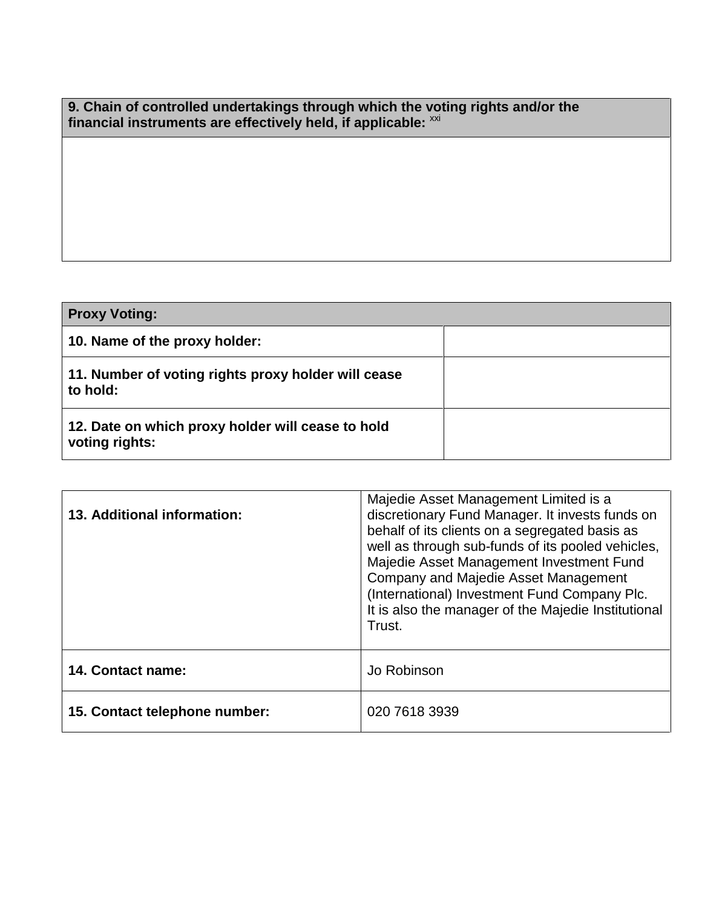| 9. Chain of controlled undertakings through which the voting rights and/or the financial instruments are effectively held, if applicable: [xxi] |
| --- |
| |

| Proxy Voting: | |
| --- | --- |
| 10. Name of the proxy holder: | |
| 11. Number of voting rights proxy holder will cease to hold: | |
| 12. Date on which proxy holder will cease to hold voting rights: | |

| | |
| --- | --- |
| 13. Additional information: | Majedie Asset Management Limited is a discretionary Fund Manager. It invests funds on behalf of its clients on a segregated basis as well as through sub-funds of its pooled vehicles, Majedie Asset Management Investment Fund Company and Majedie Asset Management (International) Investment Fund Company Plc. It is also the manager of the Majedie Institutional Trust. |
| 14. Contact name: | Jo Robinson |
| 15. Contact telephone number: | 020 7618 3939 |